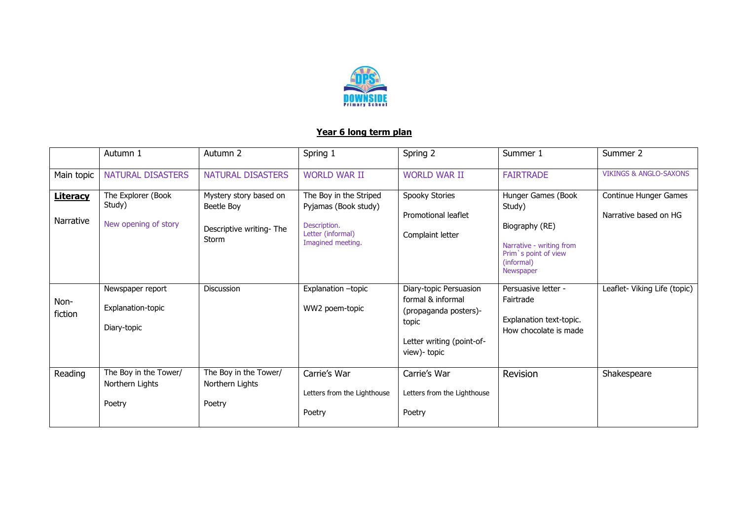DPS DOWNSIDE Primary School

**Year 6 long term plan**

| | Autumn 1 | Autumn 2 | Spring 1 | Spring 2 | Summer 1 | Summer 2 |
|---|---|---|---|---|---|---|
| Main topic | NATURAL DISASTERS | NATURAL DISASTERS | WORLD WAR II | WORLD WAR II | FAIRTRADE | VIKINGS & ANGLO-SAXONS |
| **Literacy** Narrative | The Explorer (Book Study)<br><br>New opening of story | Mystery story based on Beetle Boy<br><br>Descriptive writing- The Storm | The Boy in the Striped Pyjamas (Book study)<br><br>Description.<br>Letter (informal)<br>Imagined meeting. | Spooky Stories<br><br>Promotional leaflet<br><br>Complaint letter | Hunger Games (Book Study)<br><br>Biography (RE)<br><br>Narrative - writing from Prim`s point of view (informal)<br>Newspaper | Continue Hunger Games<br><br>Narrative based on HG |
| Non-fiction | Newspaper report<br><br>Explanation-topic<br><br>Diary-topic | Discussion | Explanation –topic<br><br>WW2 poem-topic | Diary-topic Persuasion formal & informal (propaganda posters)-topic<br><br>Letter writing (point-of-view)- topic | Persuasive letter - Fairtrade<br><br>Explanation text-topic. How chocolate is made | Leaflet- Viking Life (topic) |
| Reading | The Boy in the Tower/ Northern Lights<br><br>Poetry | The Boy in the Tower/ Northern Lights<br><br>Poetry | Carrie's War<br><br>Letters from the Lighthouse<br><br>Poetry | Carrie's War<br><br>Letters from the Lighthouse<br><br>Poetry | Revision | Shakespeare |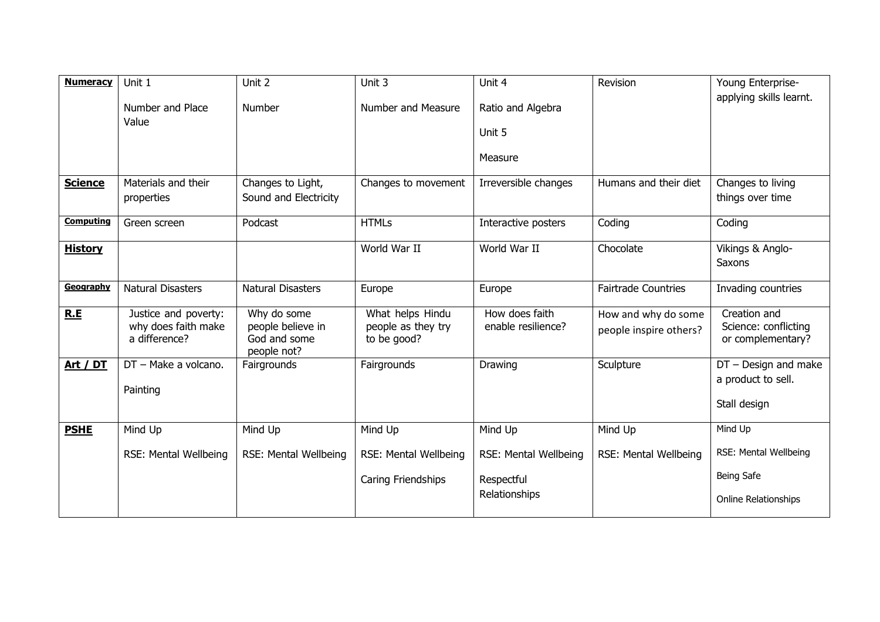| **Numeracy** | Unit 1<br><br>Number and Place Value | Unit 2<br><br>Number | Unit 3<br><br>Number and Measure | Unit 4<br><br>Ratio and Algebra<br><br>Unit 5<br><br>Measure | Revision | Young Enterprise- applying skills learnt. |
|---|---|---|---|---|---|---|
| **Science** | Materials and their properties | Changes to Light, Sound and Electricity | Changes to movement | Irreversible changes | Humans and their diet | Changes to living things over time |
| **Computing** | Green screen | Podcast | HTMLs | Interactive posters | Coding | Coding |
| **History** | | | World War II | World War II | Chocolate | Vikings & Anglo-Saxons |
| **Geography** | Natural Disasters | Natural Disasters | Europe | Europe | Fairtrade Countries | Invading countries |
| **R.E** | Justice and poverty: why does faith make a difference? | Why do some people believe in God and some people not? | What helps Hindu people as they try to be good? | How does faith enable resilience? | How and why do some people inspire others? | Creation and Science: conflicting or complementary? |
| **Art / DT** | DT – Make a volcano.<br><br>Painting | Fairgrounds | Fairgrounds | Drawing | Sculpture | DT – Design and make a product to sell.<br><br>Stall design |
| **PSHE** | Mind Up<br><br>RSE: Mental Wellbeing | Mind Up<br><br>RSE: Mental Wellbeing | Mind Up<br><br>RSE: Mental Wellbeing<br><br>Caring Friendships | Mind Up<br><br>RSE: Mental Wellbeing<br><br>Respectful Relationships | Mind Up<br><br>RSE: Mental Wellbeing | Mind Up<br><br>RSE: Mental Wellbeing<br><br>Being Safe<br><br>Online Relationships |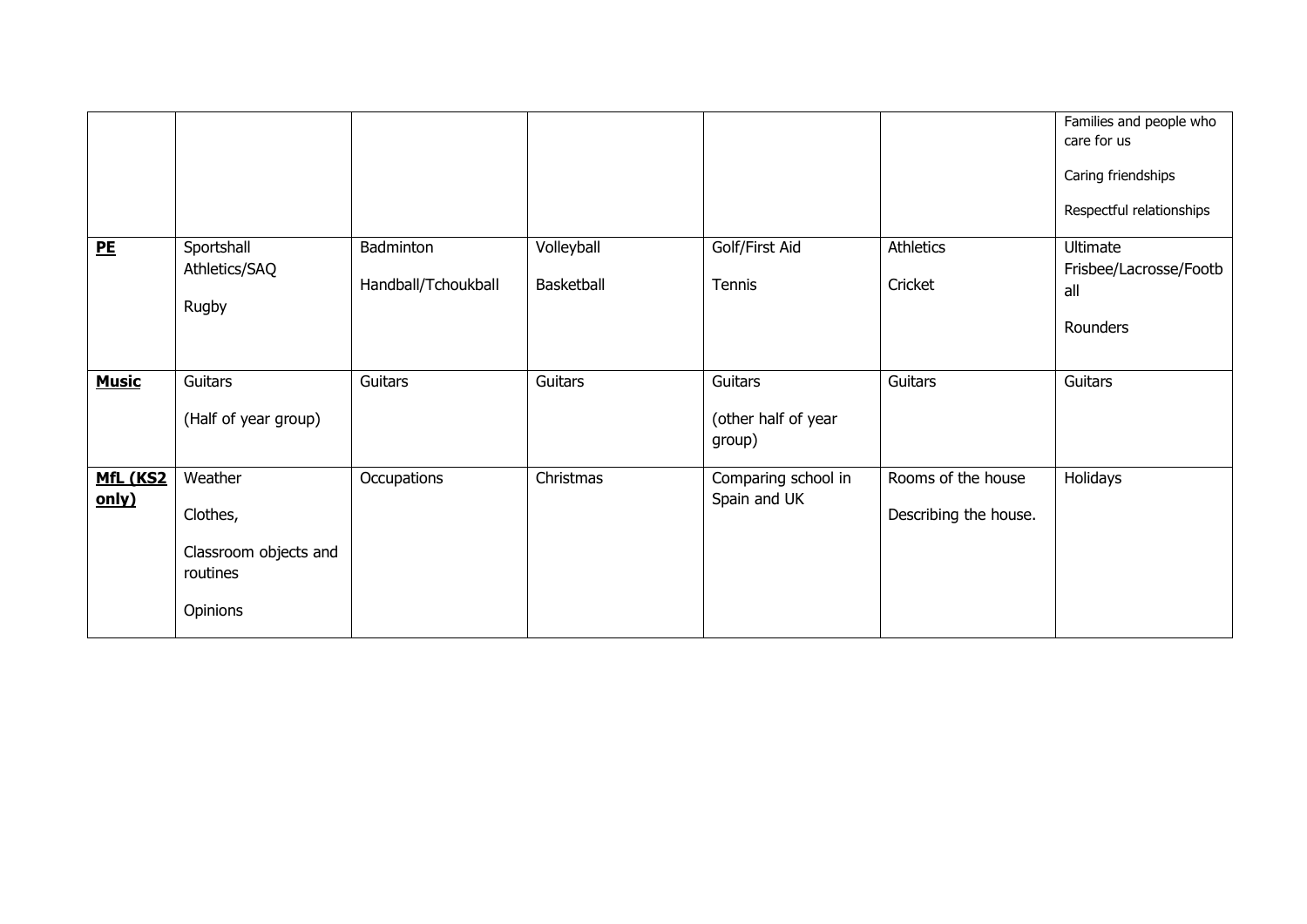| | | | | | | |
|---|---|---|---|---|---|---|
| | | | | | | Families and people who care for us<br><br>Caring friendships<br><br>Respectful relationships |
| **PE** | Sportshall Athletics/SAQ<br><br>Rugby | Badminton<br><br>Handball/Tchoukball | Volleyball<br><br>Basketball | Golf/First Aid<br><br>Tennis | Athletics<br><br>Cricket | Ultimate Frisbee/Lacrosse/Football<br><br>Rounders |
| **Music** | Guitars<br><br>(Half of year group) | Guitars | Guitars | Guitars<br><br>(other half of year group) | Guitars | Guitars |
| **MfL (KS2 only)** | Weather<br><br>Clothes,<br><br>Classroom objects and routines<br><br>Opinions | Occupations | Christmas | Comparing school in Spain and UK | Rooms of the house<br><br>Describing the house. | Holidays |